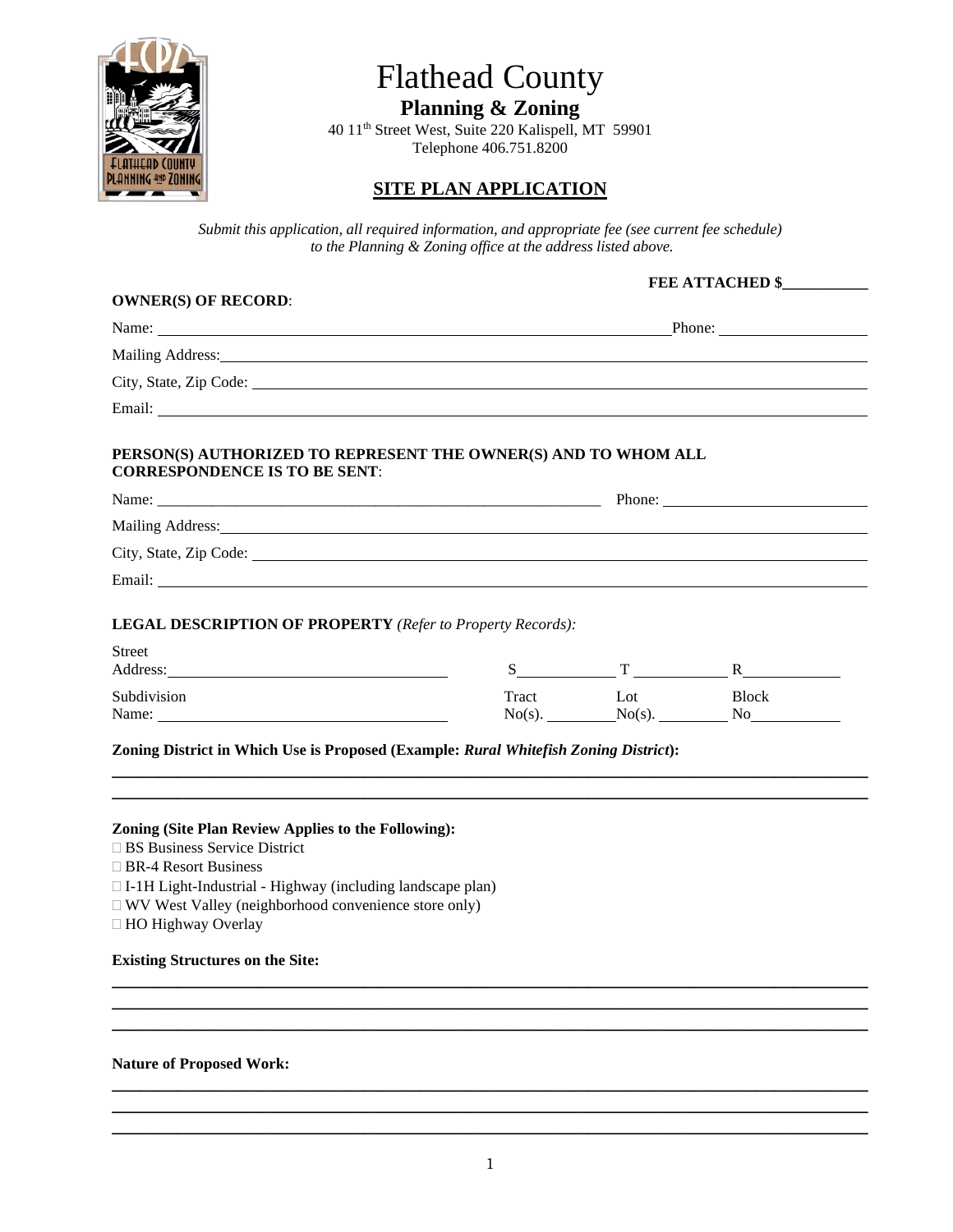# Flathead County

## Planning & Zoning

40 11th Street West, Suite 220 Kalispell, MT 59901
Telephone 406.751.8200

## SITE PLAN APPLICATION

*Submit this application, all required information, and appropriate fee (see current fee schedule) to the Planning & Zoning office at the address listed above.*

**FEE ATTACHED $\_\_\_\_\_\_\_\_\_\_\_**

**OWNER(S) OF RECORD**:

Name: \_\_\_\_\_\_\_\_\_\_\_\_\_\_\_\_\_\_\_\_\_\_\_\_\_\_\_\_\_\_\_\_\_\_\_\_\_\_\_\_ Phone: \_\_\_\_\_\_\_\_\_\_\_\_\_\_\_\_\_\_\_\_

Mailing Address: \_\_\_\_\_\_\_\_\_\_\_\_\_\_\_\_\_\_\_\_\_\_\_\_\_\_\_\_\_\_\_\_\_\_\_\_\_\_\_\_\_\_\_\_\_\_\_\_\_\_\_\_

City, State, Zip Code: \_\_\_\_\_\_\_\_\_\_\_\_\_\_\_\_\_\_\_\_\_\_\_\_\_\_\_\_\_\_\_\_\_\_\_\_\_\_\_\_\_\_\_\_\_\_\_\_\_\_

Email: \_\_\_\_\_\_\_\_\_\_\_\_\_\_\_\_\_\_\_\_\_\_\_\_\_\_\_\_\_\_\_\_\_\_\_\_\_\_\_\_\_\_\_\_\_\_\_\_\_\_\_\_\_\_\_\_\_\_\_\_

**PERSON(S) AUTHORIZED TO REPRESENT THE OWNER(S) AND TO WHOM ALL CORRESPONDENCE IS TO BE SENT**:

Name: \_\_\_\_\_\_\_\_\_\_\_\_\_\_\_\_\_\_\_\_\_\_\_\_\_\_\_\_\_\_\_\_\_\_\_\_\_\_\_\_ Phone: \_\_\_\_\_\_\_\_\_\_\_\_\_\_\_\_\_\_\_\_

Mailing Address: \_\_\_\_\_\_\_\_\_\_\_\_\_\_\_\_\_\_\_\_\_\_\_\_\_\_\_\_\_\_\_\_\_\_\_\_\_\_\_\_\_\_\_\_\_\_\_\_\_\_\_\_

City, State, Zip Code: \_\_\_\_\_\_\_\_\_\_\_\_\_\_\_\_\_\_\_\_\_\_\_\_\_\_\_\_\_\_\_\_\_\_\_\_\_\_\_\_\_\_\_\_\_\_\_\_\_\_

Email: \_\_\_\_\_\_\_\_\_\_\_\_\_\_\_\_\_\_\_\_\_\_\_\_\_\_\_\_\_\_\_\_\_\_\_\_\_\_\_\_\_\_\_\_\_\_\_\_\_\_\_\_\_\_\_\_\_\_\_\_

**LEGAL DESCRIPTION OF PROPERTY** *(Refer to Property Records):*

Street Address: \_\_\_\_\_\_\_\_\_\_\_\_\_\_\_\_\_\_\_\_\_\_\_\_\_\_\_\_ S\_\_\_\_\_\_\_\_\_\_ T \_\_\_\_\_\_\_\_\_\_ R\_\_\_\_\_\_\_\_\_\_

Subdivision Name: \_\_\_\_\_\_\_\_\_\_\_\_\_\_\_\_\_\_\_\_\_\_\_\_\_\_\_\_ Tract No(s). \_\_\_\_\_\_\_\_ Lot No(s). \_\_\_\_\_\_\_\_ Block No\_\_\_\_\_\_\_\_\_\_

**Zoning District in Which Use is Proposed (Example: *Rural Whitefish Zoning District*):**

\_\_\_\_\_\_\_\_\_\_\_\_\_\_\_\_\_\_\_\_\_\_\_\_\_\_\_\_\_\_\_\_\_\_\_\_\_\_\_\_\_\_\_\_\_\_\_\_\_\_\_\_\_\_\_\_\_\_\_\_\_\_\_\_\_\_\_\_\_\_\_\_

\_\_\_\_\_\_\_\_\_\_\_\_\_\_\_\_\_\_\_\_\_\_\_\_\_\_\_\_\_\_\_\_\_\_\_\_\_\_\_\_\_\_\_\_\_\_\_\_\_\_\_\_\_\_\_\_\_\_\_\_\_\_\_\_\_\_\_\_\_\_\_\_

**Zoning (Site Plan Review Applies to the Following):**

- ☐ BS Business Service District
- ☐ BR-4 Resort Business
- ☐ I-1H Light-Industrial - Highway (including landscape plan)
- ☐ WV West Valley (neighborhood convenience store only)
- ☐ HO Highway Overlay

**Existing Structures on the Site:**

\_\_\_\_\_\_\_\_\_\_\_\_\_\_\_\_\_\_\_\_\_\_\_\_\_\_\_\_\_\_\_\_\_\_\_\_\_\_\_\_\_\_\_\_\_\_\_\_\_\_\_\_\_\_\_\_\_\_\_\_\_\_\_\_\_\_\_\_\_\_\_\_

\_\_\_\_\_\_\_\_\_\_\_\_\_\_\_\_\_\_\_\_\_\_\_\_\_\_\_\_\_\_\_\_\_\_\_\_\_\_\_\_\_\_\_\_\_\_\_\_\_\_\_\_\_\_\_\_\_\_\_\_\_\_\_\_\_\_\_\_\_\_\_\_

\_\_\_\_\_\_\_\_\_\_\_\_\_\_\_\_\_\_\_\_\_\_\_\_\_\_\_\_\_\_\_\_\_\_\_\_\_\_\_\_\_\_\_\_\_\_\_\_\_\_\_\_\_\_\_\_\_\_\_\_\_\_\_\_\_\_\_\_\_\_\_\_

**Nature of Proposed Work:**

\_\_\_\_\_\_\_\_\_\_\_\_\_\_\_\_\_\_\_\_\_\_\_\_\_\_\_\_\_\_\_\_\_\_\_\_\_\_\_\_\_\_\_\_\_\_\_\_\_\_\_\_\_\_\_\_\_\_\_\_\_\_\_\_\_\_\_\_\_\_\_\_

\_\_\_\_\_\_\_\_\_\_\_\_\_\_\_\_\_\_\_\_\_\_\_\_\_\_\_\_\_\_\_\_\_\_\_\_\_\_\_\_\_\_\_\_\_\_\_\_\_\_\_\_\_\_\_\_\_\_\_\_\_\_\_\_\_\_\_\_\_\_\_\_

\_\_\_\_\_\_\_\_\_\_\_\_\_\_\_\_\_\_\_\_\_\_\_\_\_\_\_\_\_\_\_\_\_\_\_\_\_\_\_\_\_\_\_\_\_\_\_\_\_\_\_\_\_\_\_\_\_\_\_\_\_\_\_\_\_\_\_\_\_\_\_\_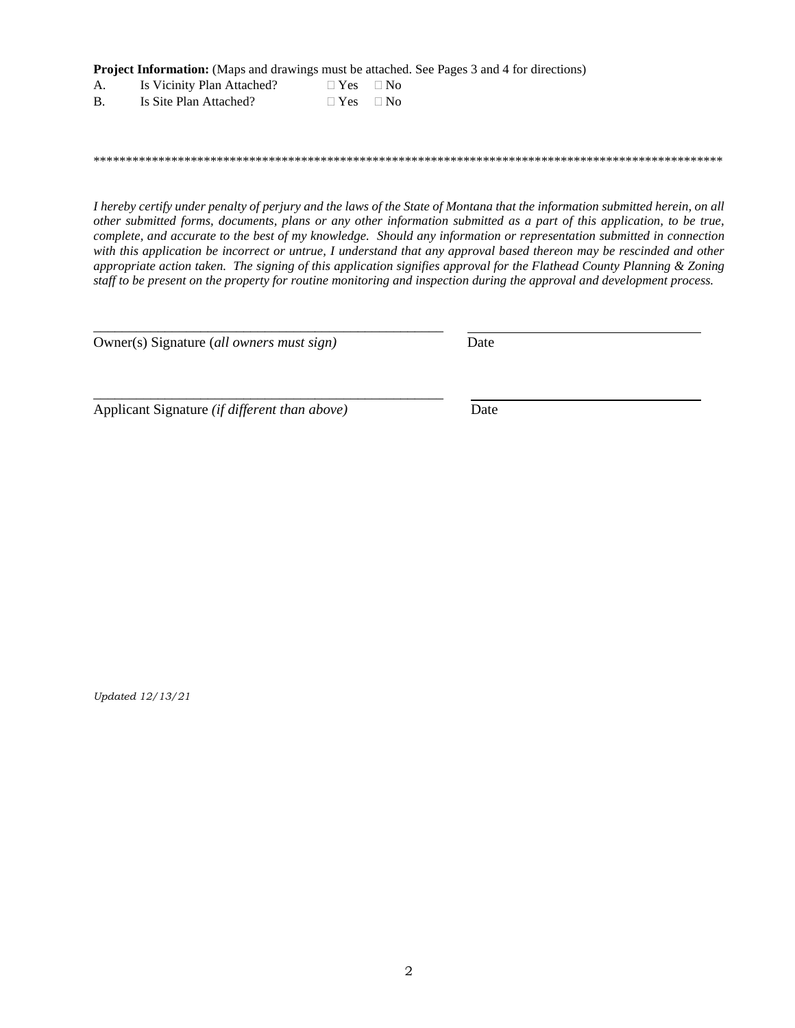**Project Information:** (Maps and drawings must be attached. See Pages 3 and 4 for directions)

A. Is Vicinity Plan Attached? ☐ Yes ☐ No

B. Is Site Plan Attached? ☐ Yes ☐ No

****************************************************************************************************

*I hereby certify under penalty of perjury and the laws of the State of Montana that the information submitted herein, on all other submitted forms, documents, plans or any other information submitted as a part of this application, to be true, complete, and accurate to the best of my knowledge. Should any information or representation submitted in connection with this application be incorrect or untrue, I understand that any approval based thereon may be rescinded and other appropriate action taken. The signing of this application signifies approval for the Flathead County Planning & Zoning staff to be present on the property for routine monitoring and inspection during the approval and development process.*

_____________________________________________ _____________________________

Owner(s) Signature (*all owners must sign)* Date

_____________________________________________ _____________________________

Applicant Signature *(if different than above)* Date

*Updated 12/13/21*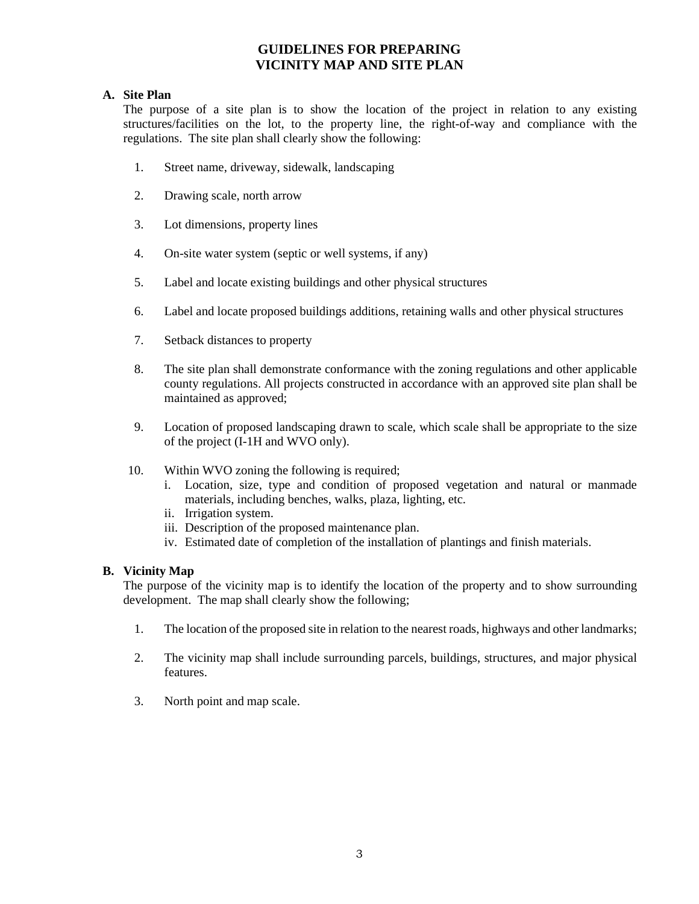# GUIDELINES FOR PREPARING
# VICINITY MAP AND SITE PLAN

## A. Site Plan

The purpose of a site plan is to show the location of the project in relation to any existing structures/facilities on the lot, to the property line, the right-of-way and compliance with the regulations. The site plan shall clearly show the following:

1. Street name, driveway, sidewalk, landscaping
2. Drawing scale, north arrow
3. Lot dimensions, property lines
4. On-site water system (septic or well systems, if any)
5. Label and locate existing buildings and other physical structures
6. Label and locate proposed buildings additions, retaining walls and other physical structures
7. Setback distances to property
8. The site plan shall demonstrate conformance with the zoning regulations and other applicable county regulations. All projects constructed in accordance with an approved site plan shall be maintained as approved;
9. Location of proposed landscaping drawn to scale, which scale shall be appropriate to the size of the project (I-1H and WVO only).
10. Within WVO zoning the following is required;
    i. Location, size, type and condition of proposed vegetation and natural or manmade materials, including benches, walks, plaza, lighting, etc.
    ii. Irrigation system.
    iii. Description of the proposed maintenance plan.
    iv. Estimated date of completion of the installation of plantings and finish materials.

## B. Vicinity Map

The purpose of the vicinity map is to identify the location of the property and to show surrounding development. The map shall clearly show the following;

1. The location of the proposed site in relation to the nearest roads, highways and other landmarks;
2. The vicinity map shall include surrounding parcels, buildings, structures, and major physical features.
3. North point and map scale.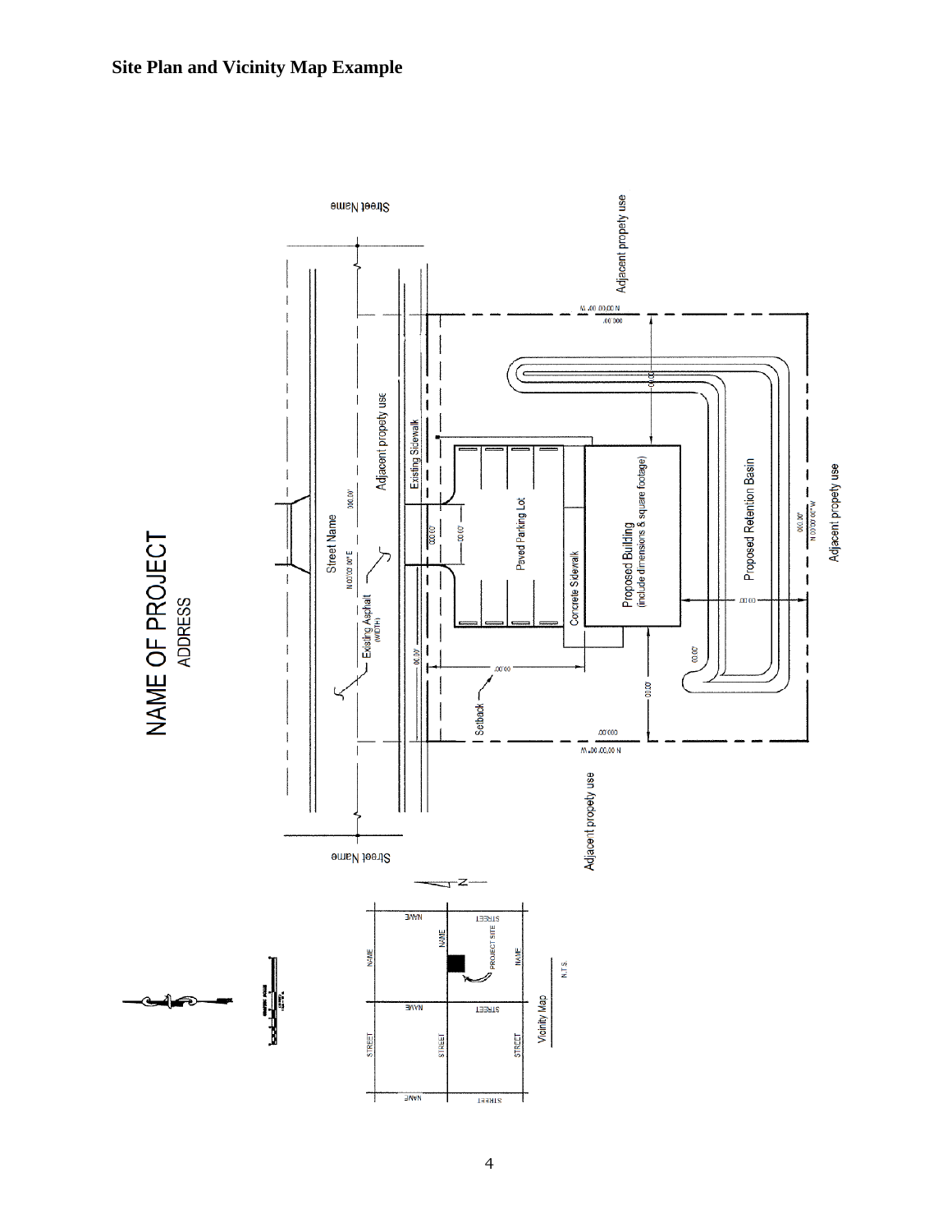**Site Plan and Vicinity Map Example**

NAME OF PROJECT
ADDRESS

Street Name

Adjacent propety use

N 00°00'00" W
000.00'

00.00'

Existing Sidewalk

Adjacent propety use

Street Name
N 00°00'00" E
000.00'

Existing Asphalt
(WIDTH)

000.00'

00.00'

Paved Parking Lot

Concrete Sidewalk

Proposed Building
(include dimensions & square footage)

Proposed Retention Basin

000.00'
N 00°00'00" W

Adjacent propety use

00.00'

00.00'

00.00'

00.00'

Setback

00.00'

000.00'
N 00°00'00" W

Adjacent propety use

Street Name

N

NAME
STREET
NAME
NAME
PROJECT SITE
NAME
STREET
NAME
STREET
STREET
STREET
NAME
STREET

Vicinity Map
N.T.S.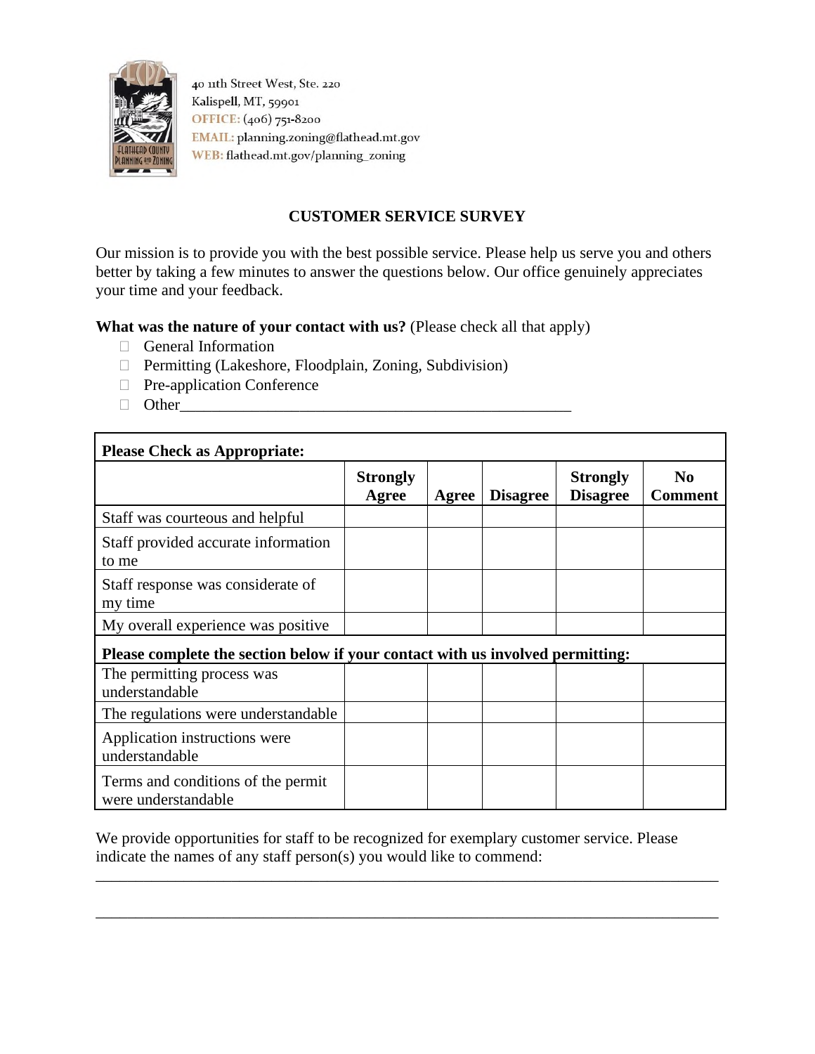40 11th Street West, Ste. 220
Kalispell, MT, 59901
**OFFICE:** (406) 751-8200
**EMAIL:** planning.zoning@flathead.mt.gov
**WEB:** flathead.mt.gov/planning_zoning

## CUSTOMER SERVICE SURVEY

Our mission is to provide you with the best possible service. Please help us serve you and others better by taking a few minutes to answer the questions below. Our office genuinely appreciates your time and your feedback.

**What was the nature of your contact with us?** (Please check all that apply)

- ☐ General Information
- ☐ Permitting (Lakeshore, Floodplain, Zoning, Subdivision)
- ☐ Pre-application Conference
- ☐ Other___________________________________________________

| **Please Check as Appropriate:** | | | | | |
|---|---|---|---|---|---|
| | **Strongly Agree** | **Agree** | **Disagree** | **Strongly Disagree** | **No Comment** |
| Staff was courteous and helpful | | | | | |
| Staff provided accurate information to me | | | | | |
| Staff response was considerate of my time | | | | | |
| My overall experience was positive | | | | | |
| **Please complete the section below if your contact with us involved permitting:** | | | | | |
| The permitting process was understandable | | | | | |
| The regulations were understandable | | | | | |
| Application instructions were understandable | | | | | |
| Terms and conditions of the permit were understandable | | | | | |

We provide opportunities for staff to be recognized for exemplary customer service. Please indicate the names of any staff person(s) you would like to commend:

_______________________________________________________________________________

_______________________________________________________________________________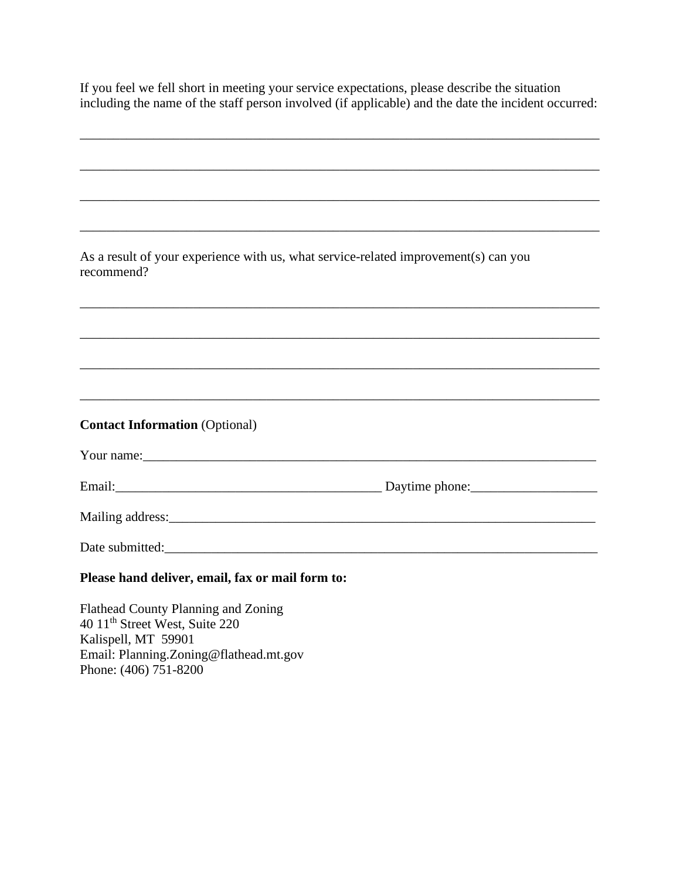If you feel we fell short in meeting your service expectations, please describe the situation including the name of the staff person involved (if applicable) and the date the incident occurred:

_______________________________________________________________________________

_______________________________________________________________________________

_______________________________________________________________________________

_______________________________________________________________________________

As a result of your experience with us, what service-related improvement(s) can you recommend?

_______________________________________________________________________________

_______________________________________________________________________________

_______________________________________________________________________________

_______________________________________________________________________________

**Contact Information** (Optional)

Your name:______________________________________________________________________

Email:________________________________________ Daytime phone:___________________

Mailing address:__________________________________________________________________

Date submitted:___________________________________________________________________

**Please hand deliver, email, fax or mail form to:**

Flathead County Planning and Zoning
40 11th Street West, Suite 220
Kalispell, MT 59901
Email: Planning.Zoning@flathead.mt.gov
Phone: (406) 751-8200